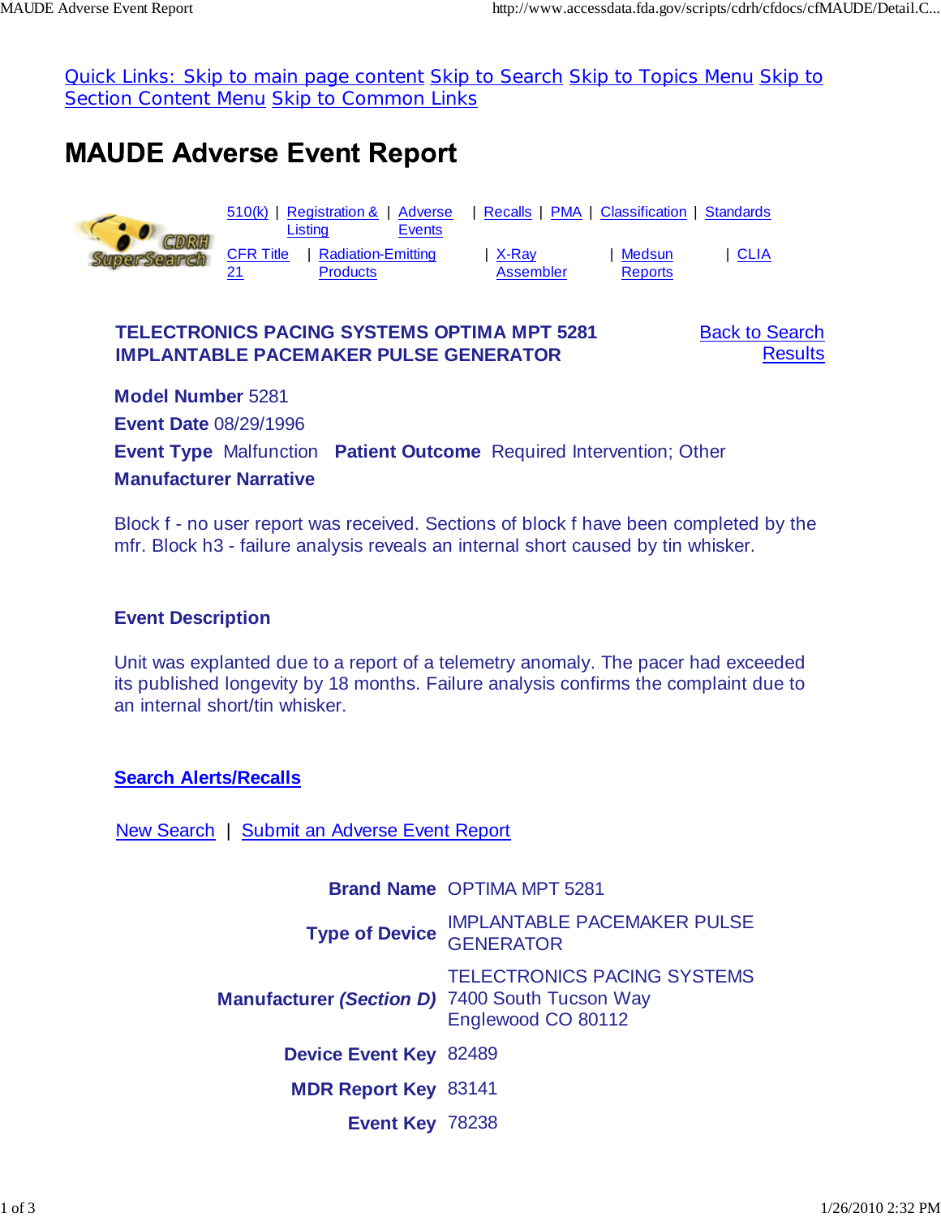Quick Links: Skip to main page content Skip to Search Skip to Topics Menu Skip to Section Content Menu Skip to Common Links

# MAUDE Adverse Event Report

510(k) | Registration & Listing | Adverse Events | Recalls | PMA | Classification | Standards
CFR Title 21 | Radiation-Emitting Products | X-Ray Assembler | Medsun Reports | CLIA

### TELECTRONICS PACING SYSTEMS OPTIMA MPT 5281 IMPLANTABLE PACEMAKER PULSE GENERATOR

Back to Search Results

**Model Number** 5281

**Event Date** 08/29/1996

**Event Type** Malfunction **Patient Outcome** Required Intervention; Other

**Manufacturer Narrative**

Block f - no user report was received. Sections of block f have been completed by the mfr. Block h3 - failure analysis reveals an internal short caused by tin whisker.

**Event Description**

Unit was explanted due to a report of a telemetry anomaly. The pacer had exceeded its published longevity by 18 months. Failure analysis confirms the complaint due to an internal short/tin whisker.

**Search Alerts/Recalls**

New Search | Submit an Adverse Event Report

| | |
|---|---|
| **Brand Name** | OPTIMA MPT 5281 |
| **Type of Device** | IMPLANTABLE PACEMAKER PULSE GENERATOR |
| **Manufacturer *(Section D)*** | TELECTRONICS PACING SYSTEMS<br>7400 South Tucson Way<br>Englewood CO 80112 |
| **Device Event Key** | 82489 |
| **MDR Report Key** | 83141 |
| **Event Key** | 78238 |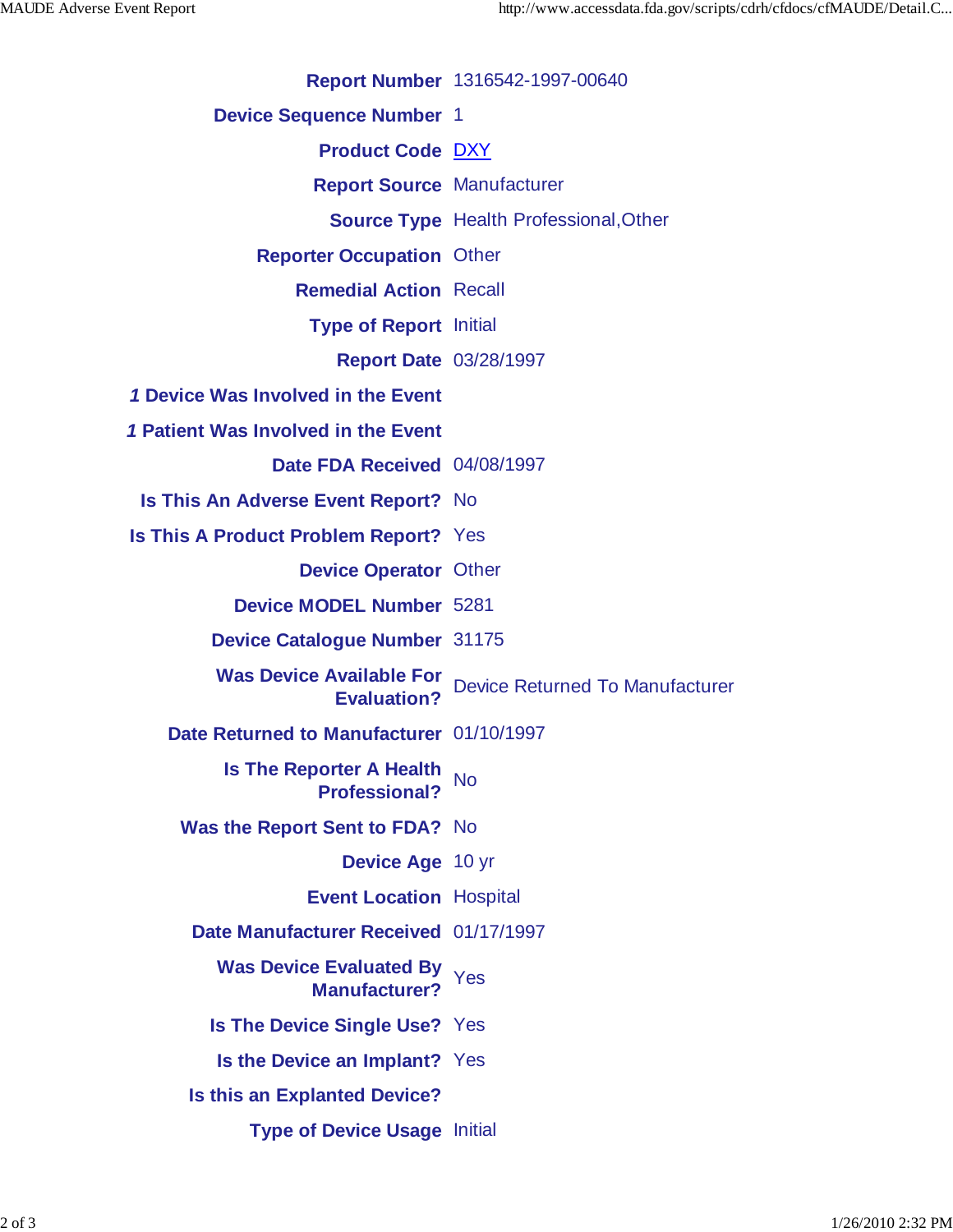| | |
|---|---|
| **Report Number** | 1316542-1997-00640 |
| **Device Sequence Number** | 1 |
| **Product Code** | DXY |
| **Report Source** | Manufacturer |
| **Source Type** | Health Professional,Other |
| **Reporter Occupation** | Other |
| **Remedial Action** | Recall |
| **Type of Report** | Initial |
| **Report Date** | 03/28/1997 |
| ***1* Device Was Involved in the Event** | |
| ***1* Patient Was Involved in the Event** | |
| **Date FDA Received** | 04/08/1997 |
| **Is This An Adverse Event Report?** | No |
| **Is This A Product Problem Report?** | Yes |
| **Device Operator** | Other |
| **Device MODEL Number** | 5281 |
| **Device Catalogue Number** | 31175 |
| **Was Device Available For Evaluation?** | Device Returned To Manufacturer |
| **Date Returned to Manufacturer** | 01/10/1997 |
| **Is The Reporter A Health Professional?** | No |
| **Was the Report Sent to FDA?** | No |
| **Device Age** | 10 yr |
| **Event Location** | Hospital |
| **Date Manufacturer Received** | 01/17/1997 |
| **Was Device Evaluated By Manufacturer?** | Yes |
| **Is The Device Single Use?** | Yes |
| **Is the Device an Implant?** | Yes |
| **Is this an Explanted Device?** | |
| **Type of Device Usage** | Initial |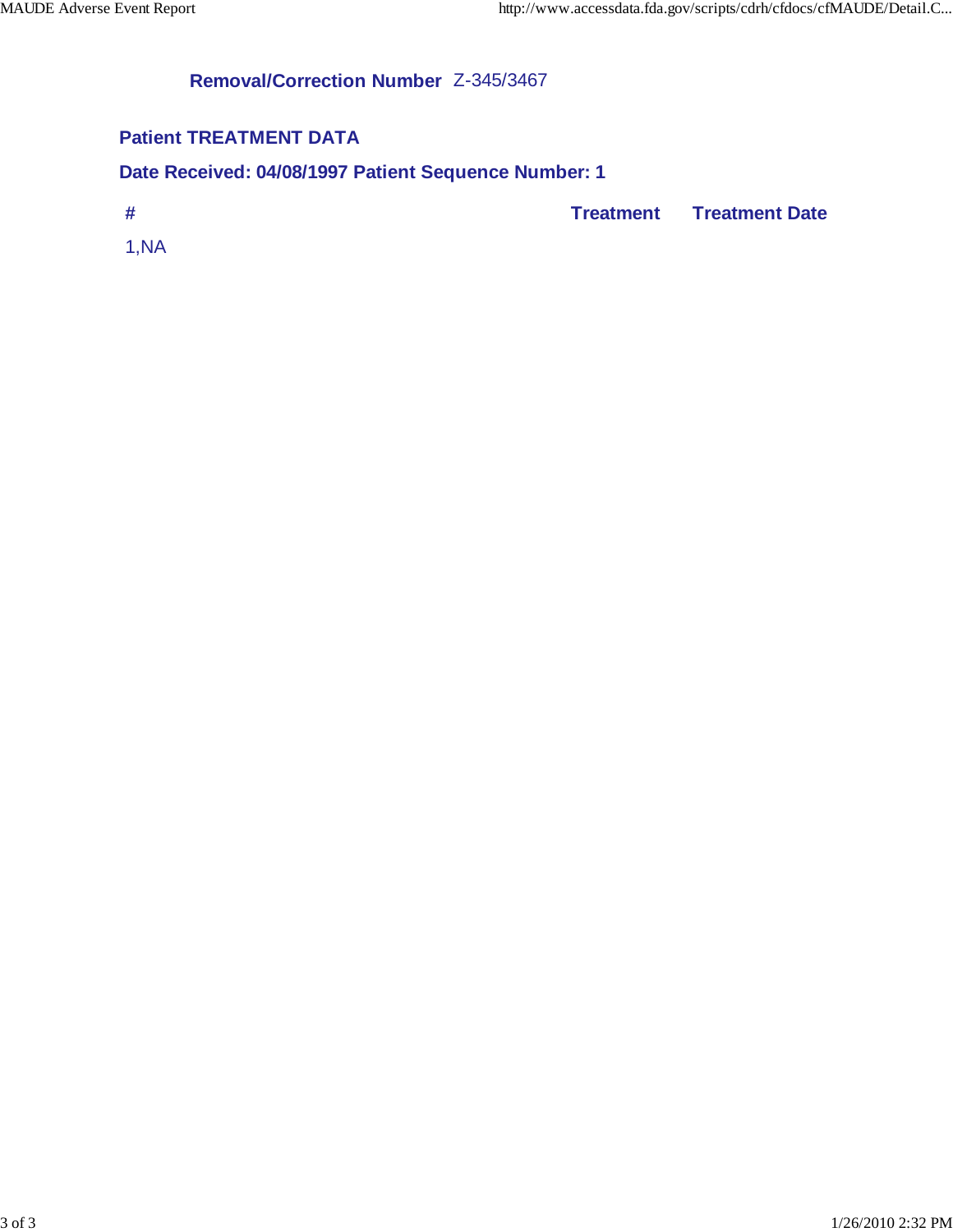**Removal/Correction Number** Z-345/3467

### Patient TREATMENT DATA

### Date Received: 04/08/1997 Patient Sequence Number: 1

| # | Treatment | Treatment Date |
|---|---|---|
| 1,NA | | |